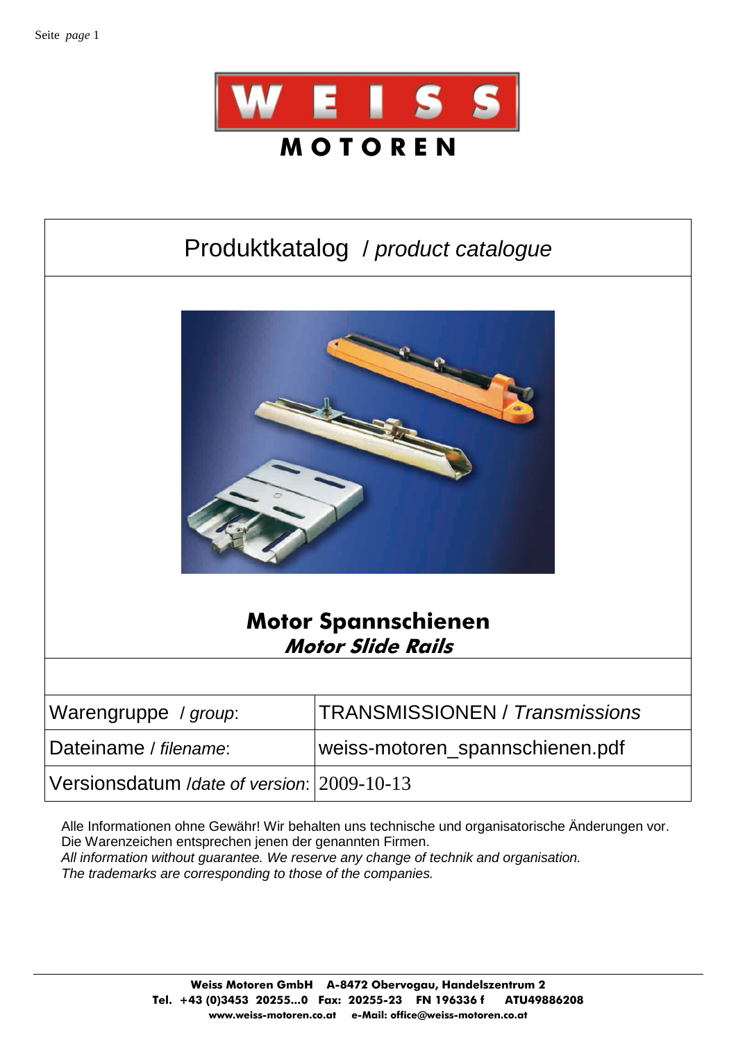WEISS MOTOREN

# Produktkatalog / *product catalogue*

## Motor Spannschienen
### *Motor Slide Rails*

| | |
|---|---|
| Warengruppe / *group*: | TRANSMISSIONEN / *Transmissions* |
| Dateiname / *filename*: | weiss-motoren_spannschienen.pdf |
| Versionsdatum /*date of version*: | 2009-10-13 |

Alle Informationen ohne Gewähr! Wir behalten uns technische und organisatorische Änderungen vor.
Die Warenzeichen entsprechen jenen der genannten Firmen.
*All information without guarantee. We reserve any change of technik and organisation.*
*The trademarks are corresponding to those of the companies.*

**Weiss Motoren GmbH A-8472 Obervogau, Handelszentrum 2**
**Tel. +43 (0)3453 20255...0 Fax: 20255-23 FN 196336 f ATU49886208**
**www.weiss-motoren.co.at e-Mail: office@weiss-motoren.co.at**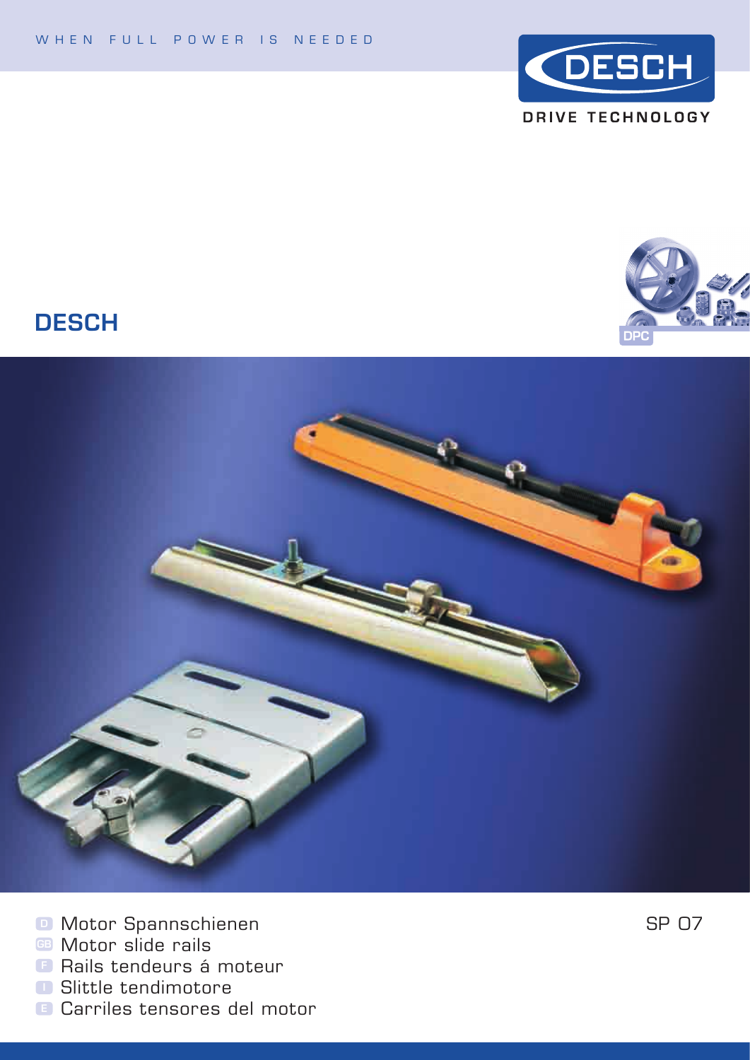WHEN FULL POWER IS NEEDED

DESCH

DRIVE TECHNOLOGY

DPC

# DESCH

D Motor Spannschienen

GB Motor slide rails

F Rails tendeurs á moteur

I Slittle tendimotore

E Carriles tensores del motor

SP 07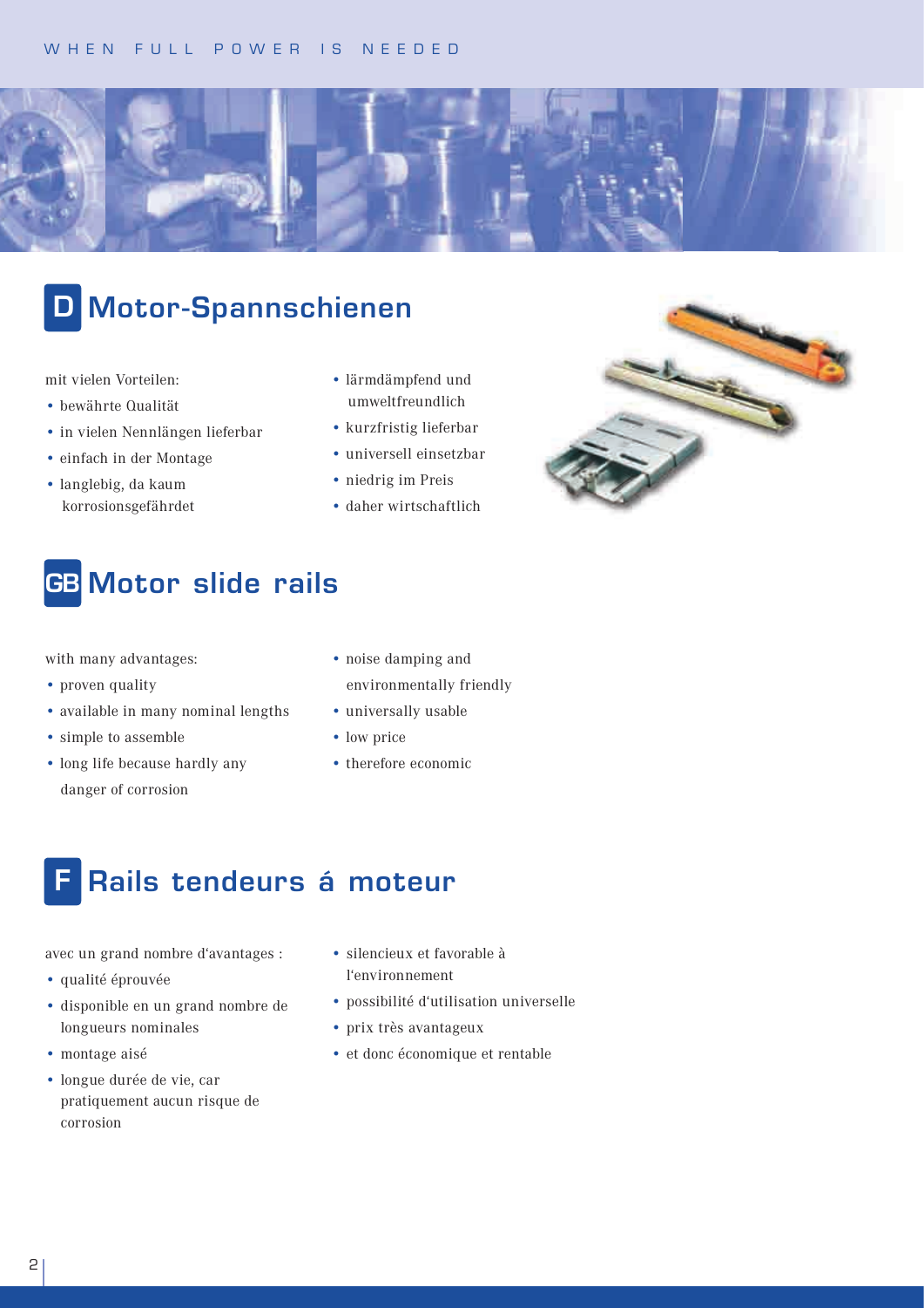## D Motor-Spannschienen

mit vielen Vorteilen:

- bewährte Qualität
- in vielen Nennlängen lieferbar
- einfach in der Montage
- langlebig, da kaum korrosionsgefährdet
- lärmdämpfend und umweltfreundlich
- kurzfristig lieferbar
- universell einsetzbar
- niedrig im Preis
- daher wirtschaftlich

## GB Motor slide rails

with many advantages:

- proven quality
- available in many nominal lengths
- simple to assemble
- long life because hardly any danger of corrosion
- noise damping and environmentally friendly
- universally usable
- low price
- therefore economic

## F Rails tendeurs á moteur

avec un grand nombre d'avantages :

- qualité éprouvée
- disponible en un grand nombre de longueurs nominales
- montage aisé
- longue durée de vie, car pratiquement aucun risque de corrosion
- silencieux et favorable à l'environnement
- possibilité d'utilisation universelle
- prix très avantageux
- et donc économique et rentable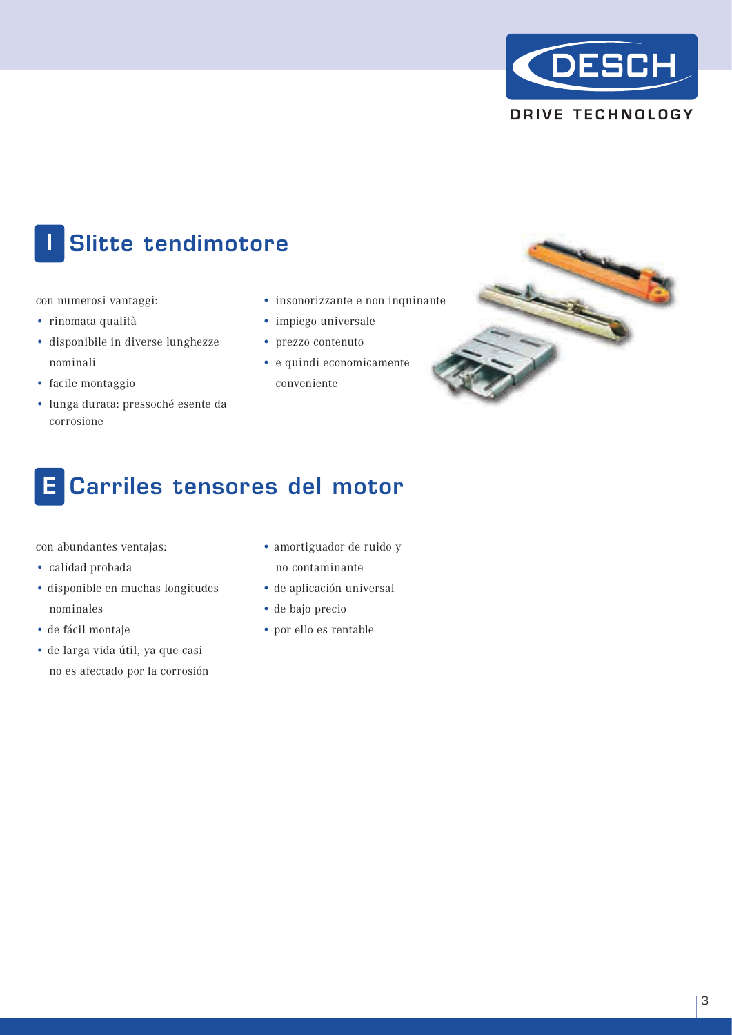## I Slitte tendimotore

con numerosi vantaggi:

- rinomata qualità
- disponibile in diverse lunghezze nominali
- facile montaggio
- lunga durata: pressoché esente da corrosione
- insonorizzante e non inquinante
- impiego universale
- prezzo contenuto
- e quindi economicamente conveniente

## E Carriles tensores del motor

con abundantes ventajas:

- calidad probada
- disponible en muchas longitudes nominales
- de fácil montaje
- de larga vida útil, ya que casi no es afectado por la corrosión
- amortiguador de ruido y no contaminante
- de aplicación universal
- de bajo precio
- por ello es rentable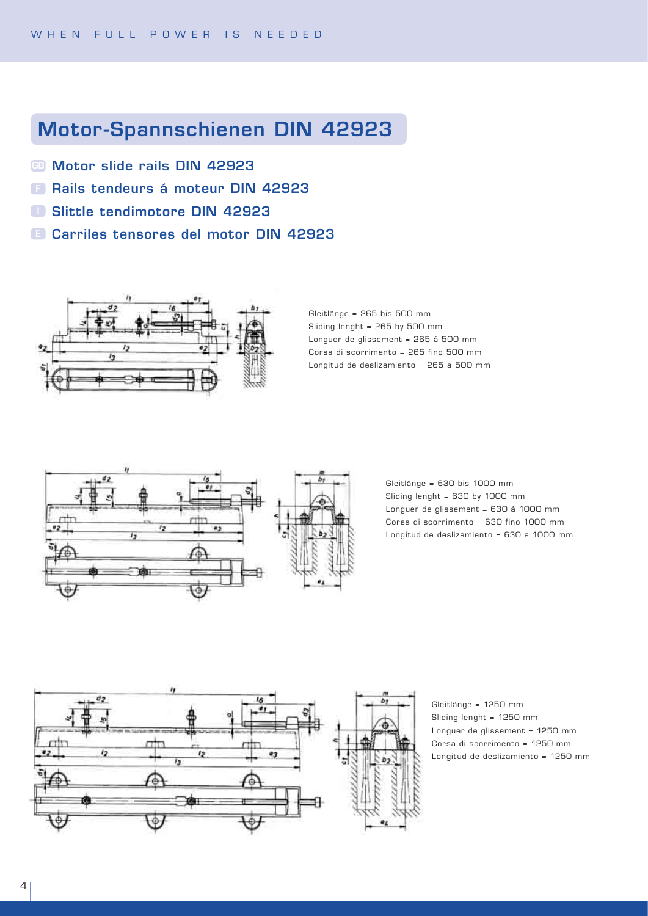# Motor-Spannschienen DIN 42923

**GB Motor slide rails DIN 42923**

**F Rails tendeurs á moteur DIN 42923**

**I Slittle tendimotore DIN 42923**

**E Carriles tensores del motor DIN 42923**

Gleitlänge = 265 bis 500 mm
Sliding lenght = 265 by 500 mm
Longuer de glissement = 265 á 500 mm
Corsa di scorrimento = 265 fino 500 mm
Longitud de deslizamiento = 265 a 500 mm

Gleitlänge = 630 bis 1000 mm
Sliding lenght = 630 by 1000 mm
Longuer de glissement = 630 á 1000 mm
Corsa di scorrimento = 630 fino 1000 mm
Longitud de deslizamiento = 630 a 1000 mm

Gleitlänge = 1250 mm
Sliding lenght = 1250 mm
Longuer de glissement = 1250 mm
Corsa di scorrimento = 1250 mm
Longitud de deslizamiento = 1250 mm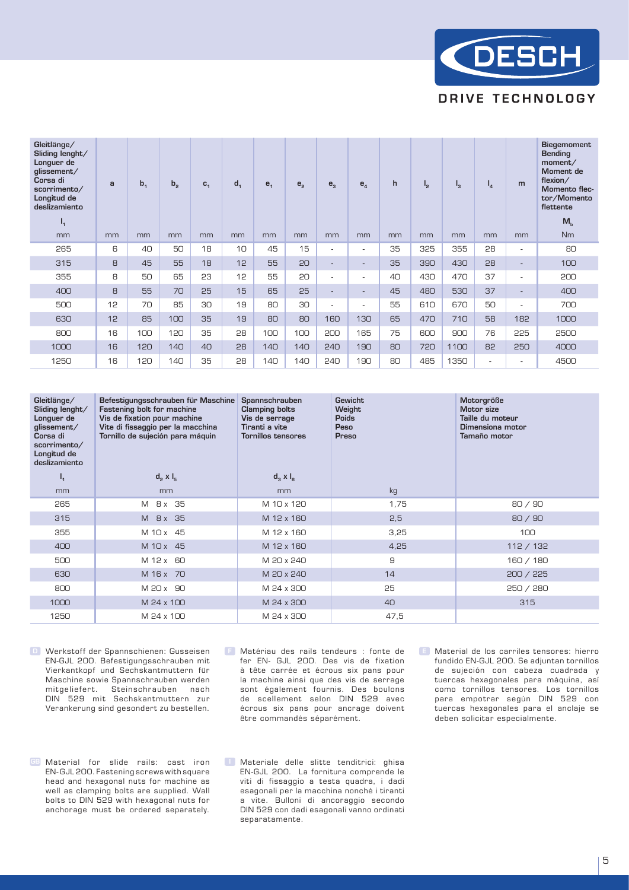| Gleitlänge/ Sliding lenght/ Longuer de glissement/ Corsa di scorrimento/ Longitud de deslizamiento $l_1$ | a | $b_1$ | $b_2$ | $c_1$ | $d_1$ | $e_1$ | $e_2$ | $e_3$ | $e_4$ | h | $l_2$ | $l_3$ | $l_4$ | m | Biegemoment Bending moment/ Moment de flexion/ Momento flector/Momento flettente $M_b$ |
|---|---|---|---|---|---|---|---|---|---|---|---|---|---|---|---|
| mm | mm | mm | mm | mm | mm | mm | mm | mm | mm | mm | mm | mm | mm | mm | Nm |
| 265 | 6 | 40 | 50 | 18 | 10 | 45 | 15 | - | - | 35 | 325 | 355 | 28 | - | 80 |
| 315 | 8 | 45 | 55 | 18 | 12 | 55 | 20 | - | - | 35 | 390 | 430 | 28 | - | 100 |
| 355 | 8 | 50 | 65 | 23 | 12 | 55 | 20 | - | - | 40 | 430 | 470 | 37 | - | 200 |
| 400 | 8 | 55 | 70 | 25 | 15 | 65 | 25 | - | - | 45 | 480 | 530 | 37 | - | 400 |
| 500 | 12 | 70 | 85 | 30 | 19 | 80 | 30 | - | - | 55 | 610 | 670 | 50 | - | 700 |
| 630 | 12 | 85 | 100 | 35 | 19 | 80 | 80 | 160 | 130 | 65 | 470 | 710 | 58 | 182 | 1000 |
| 800 | 16 | 100 | 120 | 35 | 28 | 100 | 100 | 200 | 165 | 75 | 600 | 900 | 76 | 225 | 2500 |
| 1000 | 16 | 120 | 140 | 40 | 28 | 140 | 140 | 240 | 190 | 80 | 720 | 1100 | 82 | 250 | 4000 |
| 1250 | 16 | 120 | 140 | 35 | 28 | 140 | 140 | 240 | 190 | 80 | 485 | 1350 | - | - | 4500 |

| Gleitlänge/ Sliding lenght/ Longuer de glissement/ Corsa di scorrimento/ Longitud de deslizamiento $l_1$ | Befestigungsschrauben für Maschine Fastening bolt for machine Vis de fixation pour machine Vite di fissaggio per la macchina Tornillo de sujeción para máquin $d_2 \times l_5$ | Spannschrauben Clamping bolts Vis de serrage Tiranti a vite Tornillos tensores $d_3 \times l_6$ | Gewicht Weight Poids Peso Preso | Motorgröße Motor size Taille du moteur Dimensiona motor Tamaño motor |
|---|---|---|---|---|
| mm | mm | mm | kg | |
| 265 | M 8 x 35 | M 10 x 120 | 1,75 | 80 / 90 |
| 315 | M 8 x 35 | M 12 x 160 | 2,5 | 80 / 90 |
| 355 | M 10 x 45 | M 12 x 160 | 3,25 | 100 |
| 400 | M 10 x 45 | M 12 x 160 | 4,25 | 112 / 132 |
| 500 | M 12 x 60 | M 20 x 240 | 9 | 160 / 180 |
| 630 | M 16 x 70 | M 20 x 240 | 14 | 200 / 225 |
| 800 | M 20 x 90 | M 24 x 300 | 25 | 250 / 280 |
| 1000 | M 24 x 100 | M 24 x 300 | 40 | 315 |
| 1250 | M 24 x 100 | M 24 x 300 | 47,5 | |

**D** Werkstoff der Spannschienen: Gusseisen EN-GJL 200. Befestigungsschrauben mit Vierkantkopf und Sechskantmuttern für Maschine sowie Spannschrauben werden mitgeliefert. Steinschrauben nach DIN 529 mit Sechskantmuttern zur Verankerung sind gesondert zu bestellen.

**F** Matériau des rails tendeurs : fonte de fer EN- GJL 200. Des vis de fixation à tête carrée et écrous six pans pour la machine ainsi que des vis de serrage sont également fournis. Des boulons de scellement selon DIN 529 avec écrous six pans pour ancrage doivent être commandés séparément.

**E** Material de los carriles tensores: hierro fundido EN-GJL 200. Se adjuntan tornillos de sujeción con cabeza cuadrada y tuercas hexagonales para máquina, así como tornillos tensores. Los tornillos para empotrar según DIN 529 con tuercas hexagonales para el anclaje se deben solicitar especialmente.

**GB** Material for slide rails: cast iron EN-GJL 200. Fastening screws with square head and hexagonal nuts for machine as well as clamping bolts are supplied. Wall bolts to DIN 529 with hexagonal nuts for anchorage must be ordered separately.

**I** Materiale delle slitte tenditrici: ghisa EN-GJL 200. La fornitura comprende le viti di fissaggio a testa quadra, i dadi esagonali per la macchina nonché i tiranti a vite. Bulloni di ancoraggio secondo DIN 529 con dadi esagonali vanno ordinati separatamente.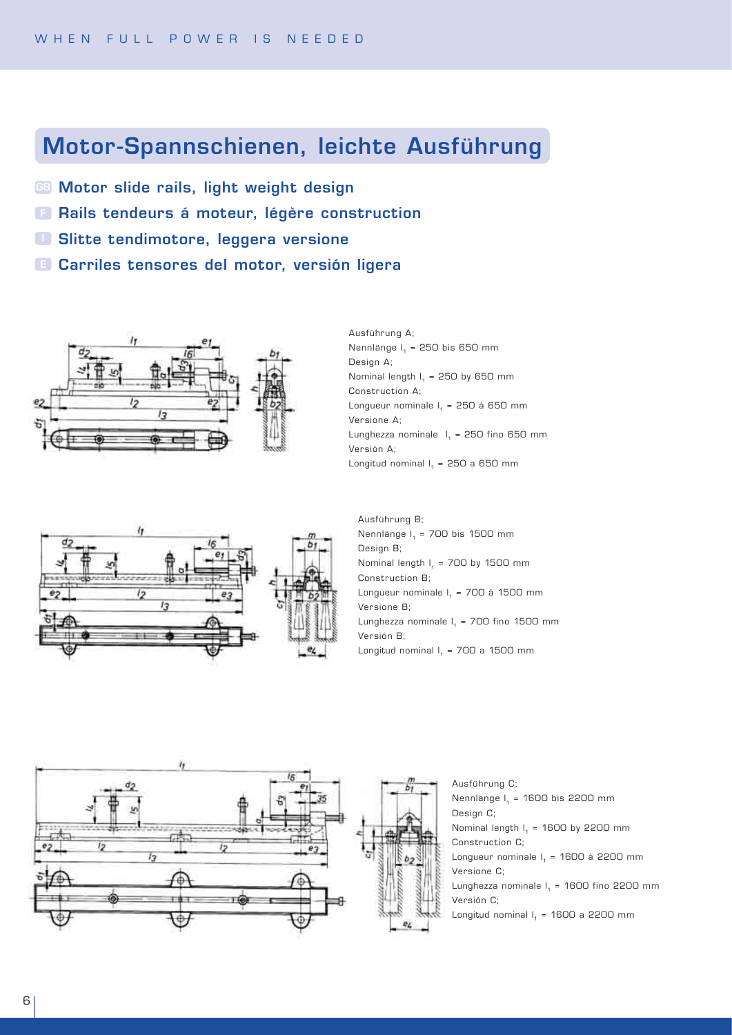# Motor-Spannschienen, leichte Ausführung

**GB Motor slide rails, light weight design**

**F Rails tendeurs á moteur, légère construction**

**I Slitte tendimotore, leggera versione**

**E Carriles tensores del motor, versión ligera**

Ausführung A;
Nennlänge $l_1$ = 250 bis 650 mm
Design A;
Nominal length $l_1$ = 250 by 650 mm
Construction A;
Longueur nominale $l_1$ = 250 á 650 mm
Versione A;
Lunghezza nominale $l_1$ = 250 fino 650 mm
Versión A;
Longitud nominal $l_1$ = 250 a 650 mm

Ausführung B;
Nennlänge $l_1$ = 700 bis 1500 mm
Design B;
Nominal length $l_1$ = 700 by 1500 mm
Construction B;
Longueur nominale $l_1$ = 700 á 1500 mm
Versione B;
Lunghezza nominale $l_1$ = 700 fino 1500 mm
Versión B;
Longitud nominal $l_1$ = 700 a 1500 mm

Ausführung C;
Nennlänge $l_1$ = 1600 bis 2200 mm
Design C;
Nominal length $l_1$ = 1600 by 2200 mm
Construction C;
Longueur nominale $l_1$ = 1600 á 2200 mm
Versione C;
Lunghezza nominale $l_1$ = 1600 fino 2200 mm
Versión C;
Longitud nominal $l_1$ = 1600 a 2200 mm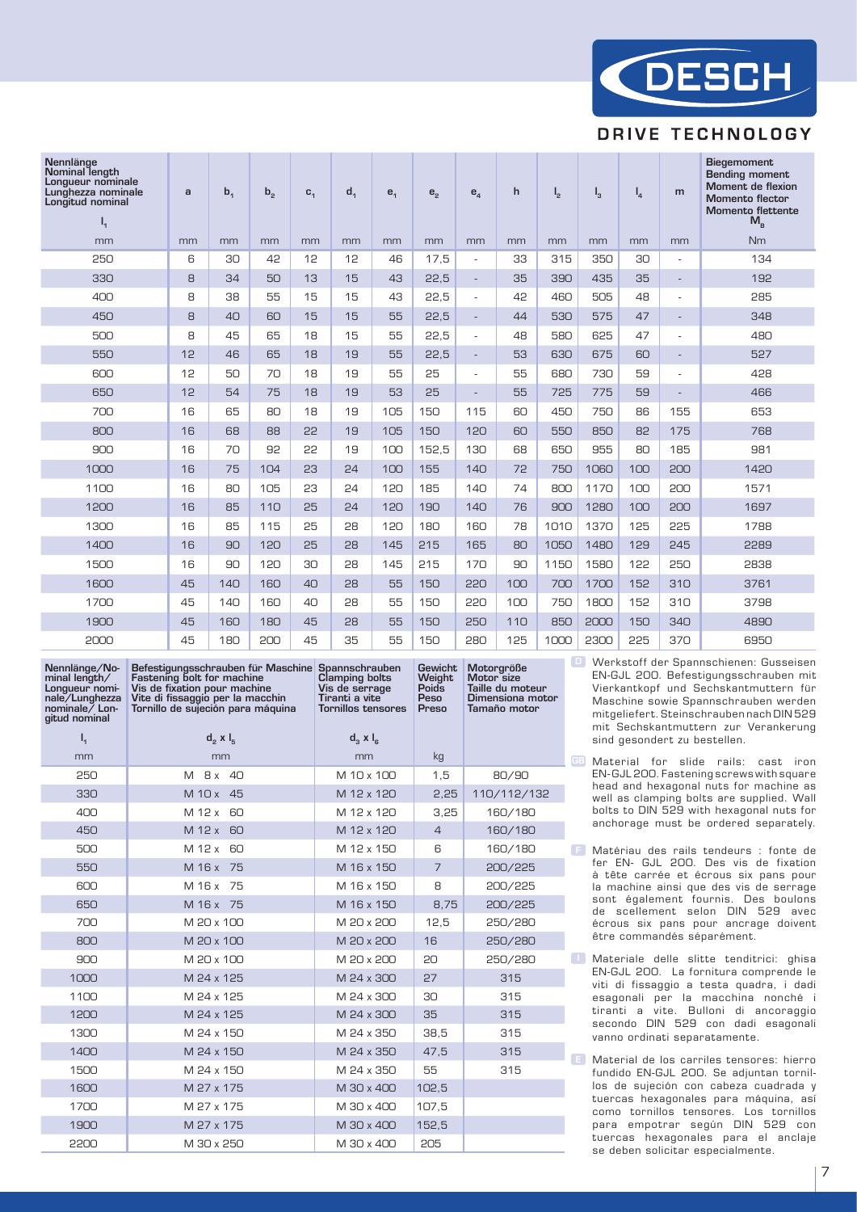| Nennlänge Nominal length Longueur nominale Lunghezza nominale Longitud nominal $l_1$ | a | $b_1$ | $b_2$ | $c_1$ | $d_1$ | $e_1$ | $e_2$ | $e_4$ | h | $l_2$ | $l_3$ | $l_4$ | m | Biegemoment Bending moment Moment de flexion Momento flector Momento flettente $M_B$ |
|---|---|---|---|---|---|---|---|---|---|---|---|---|---|---|
| mm | mm | mm | mm | mm | mm | mm | mm | mm | mm | mm | mm | mm | mm | Nm |
| 250 | 6 | 30 | 42 | 12 | 12 | 46 | 17,5 | - | 33 | 315 | 350 | 30 | - | 134 |
| 330 | 8 | 34 | 50 | 13 | 15 | 43 | 22,5 | - | 35 | 390 | 435 | 35 | - | 192 |
| 400 | 8 | 38 | 55 | 15 | 15 | 43 | 22,5 | - | 42 | 460 | 505 | 48 | - | 285 |
| 450 | 8 | 40 | 60 | 15 | 15 | 55 | 22,5 | - | 44 | 530 | 575 | 47 | - | 348 |
| 500 | 8 | 45 | 65 | 18 | 15 | 55 | 22,5 | - | 48 | 580 | 625 | 47 | - | 480 |
| 550 | 12 | 46 | 65 | 18 | 19 | 55 | 22,5 | - | 53 | 630 | 675 | 60 | - | 527 |
| 600 | 12 | 50 | 70 | 18 | 19 | 55 | 25 | - | 55 | 680 | 730 | 59 | - | 428 |
| 650 | 12 | 54 | 75 | 18 | 19 | 53 | 25 | - | 55 | 725 | 775 | 59 | - | 466 |
| 700 | 16 | 65 | 80 | 18 | 19 | 105 | 150 | 115 | 60 | 450 | 750 | 86 | 155 | 653 |
| 800 | 16 | 68 | 88 | 22 | 19 | 105 | 150 | 120 | 60 | 550 | 850 | 82 | 175 | 768 |
| 900 | 16 | 70 | 92 | 22 | 19 | 100 | 152,5 | 130 | 68 | 650 | 955 | 80 | 185 | 981 |
| 1000 | 16 | 75 | 104 | 23 | 24 | 100 | 155 | 140 | 72 | 750 | 1060 | 100 | 200 | 1420 |
| 1100 | 16 | 80 | 105 | 23 | 24 | 120 | 185 | 140 | 74 | 800 | 1170 | 100 | 200 | 1571 |
| 1200 | 16 | 85 | 110 | 25 | 24 | 120 | 190 | 140 | 76 | 900 | 1280 | 100 | 200 | 1697 |
| 1300 | 16 | 85 | 115 | 25 | 28 | 120 | 180 | 160 | 78 | 1010 | 1370 | 125 | 225 | 1788 |
| 1400 | 16 | 90 | 120 | 25 | 28 | 145 | 215 | 165 | 80 | 1050 | 1480 | 129 | 245 | 2289 |
| 1500 | 16 | 90 | 120 | 30 | 28 | 145 | 215 | 170 | 90 | 1150 | 1580 | 122 | 250 | 2838 |
| 1600 | 45 | 140 | 160 | 40 | 28 | 55 | 150 | 220 | 100 | 700 | 1700 | 152 | 310 | 3761 |
| 1700 | 45 | 140 | 160 | 40 | 28 | 55 | 150 | 220 | 100 | 750 | 1800 | 152 | 310 | 3798 |
| 1900 | 45 | 160 | 180 | 45 | 28 | 55 | 150 | 250 | 110 | 850 | 2000 | 150 | 340 | 4890 |
| 2000 | 45 | 180 | 200 | 45 | 35 | 55 | 150 | 280 | 125 | 1000 | 2300 | 225 | 370 | 6950 |

| Nennlänge/Nominal length/ Longueur nominale/Lunghezza nominale/ Longitud nominal $l_1$ | Befestigungsschrauben für Maschine Fastening bolt for machine Vis de fixation pour machine Vite di fissaggio per la macchin Tornillo de sujeción para máquina $d_2 \times l_5$ | Spannschrauben Clamping bolts Vis de serrage Tiranti a vite Tornillos tensores $d_3 \times l_6$ | Gewicht Weight Poids Peso Preso | Motorgröße Motor size Taille du moteur Dimensiona motor Tamaño motor |
|---|---|---|---|---|
| mm | mm | mm | kg | |
| 250 | M 8 x 40 | M 10 x 100 | 1,5 | 80/90 |
| 330 | M 10 x 45 | M 12 x 120 | 2,25 | 110/112/132 |
| 400 | M 12 x 60 | M 12 x 120 | 3,25 | 160/180 |
| 450 | M 12 x 60 | M 12 x 120 | 4 | 160/180 |
| 500 | M 12 x 60 | M 12 x 150 | 6 | 160/180 |
| 550 | M 16 x 75 | M 16 x 150 | 7 | 200/225 |
| 600 | M 16 x 75 | M 16 x 150 | 8 | 200/225 |
| 650 | M 16 x 75 | M 16 x 150 | 8,75 | 200/225 |
| 700 | M 20 x 100 | M 20 x 200 | 12,5 | 250/280 |
| 800 | M 20 x 100 | M 20 x 200 | 16 | 250/280 |
| 900 | M 20 x 100 | M 20 x 200 | 20 | 250/280 |
| 1000 | M 24 x 125 | M 24 x 300 | 27 | 315 |
| 1100 | M 24 x 125 | M 24 x 300 | 30 | 315 |
| 1200 | M 24 x 125 | M 24 x 300 | 35 | 315 |
| 1300 | M 24 x 150 | M 24 x 350 | 38,5 | 315 |
| 1400 | M 24 x 150 | M 24 x 350 | 47,5 | 315 |
| 1500 | M 24 x 150 | M 24 x 350 | 55 | 315 |
| 1600 | M 27 x 175 | M 30 x 400 | 102,5 | |
| 1700 | M 27 x 175 | M 30 x 400 | 107,5 | |
| 1900 | M 27 x 175 | M 30 x 400 | 152,5 | |
| 2200 | M 30 x 250 | M 30 x 400 | 205 | |

**D** Werkstoff der Spannschienen: Gusseisen EN-GJL 200. Befestigungsschrauben mit Vierkantkopf und Sechskantmuttern für Maschine sowie Spannschrauben werden mitgeliefert. Steinschrauben nach DIN 529 mit Sechskantmuttern zur Verankerung sind gesondert zu bestellen.

**GB** Material for slide rails: cast iron EN-GJL 200. Fastening screws with square head and hexagonal nuts for machine as well as clamping bolts are supplied. Wall bolts to DIN 529 with hexagonal nuts for anchorage must be ordered separately.

**F** Matériau des rails tendeurs : fonte de fer EN- GJL 200. Des vis de fixation à tête carrée et écrous six pans pour la machine ainsi que des vis de serrage sont également fournis. Des boulons de scellement selon DIN 529 avec écrous six pans pour ancrage doivent être commandés séparément.

**I** Materiale delle slitte tenditrici: ghisa EN-GJL 200. La fornitura comprende le viti di fissaggio a testa quadra, i dadi esagonali per la macchina nonché i tiranti a vite. Bulloni di ancoraggio secondo DIN 529 con dadi esagonali vanno ordinati separatamente.

**E** Material de los carriles tensores: hierro fundido EN-GJL 200. Se adjuntan tornillos de sujeción con cabeza cuadrada y tuercas hexagonales para máquina, así como tornillos tensores. Los tornillos para empotrar según DIN 529 con tuercas hexagonales para el anclaje se deben solicitar especialmente.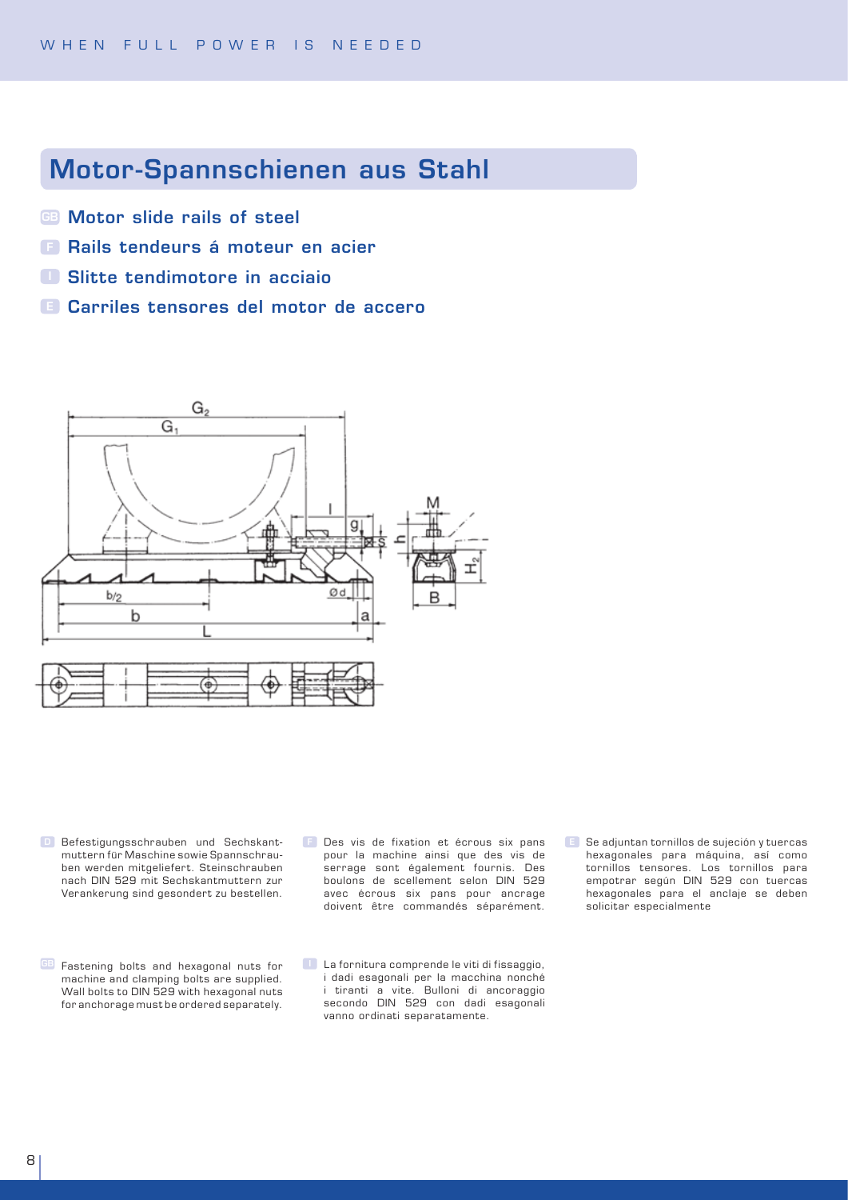# Motor-Spannschienen aus Stahl

**GB Motor slide rails of steel**

**F Rails tendeurs á moteur en acier**

**I Slitte tendimotore in acciaio**

**E Carriles tensores del motor de accero**

D Befestigungsschrauben und Sechskantmuttern für Maschine sowie Spannschrauben werden mitgeliefert. Steinschrauben nach DIN 529 mit Sechskantmuttern zur Verankerung sind gesondert zu bestellen.

GB Fastening bolts and hexagonal nuts for machine and clamping bolts are supplied. Wall bolts to DIN 529 with hexagonal nuts for anchorage must be ordered separately.

F Des vis de fixation et écrous six pans pour la machine ainsi que des vis de serrage sont également fournis. Des boulons de scellement selon DIN 529 avec écrous six pans pour ancrage doivent être commandés séparément.

I La fornitura comprende le viti di fissaggio, i dadi esagonali per la macchina nonché i tiranti a vite. Bulloni di ancoraggio secondo DIN 529 con dadi esagonali vanno ordinati separatamente.

E Se adjuntan tornillos de sujeción y tuercas hexagonales para máquina, así como tornillos tensores. Los tornillos para empotrar según DIN 529 con tuercas hexagonales para el anclaje se deben solicitar especialmente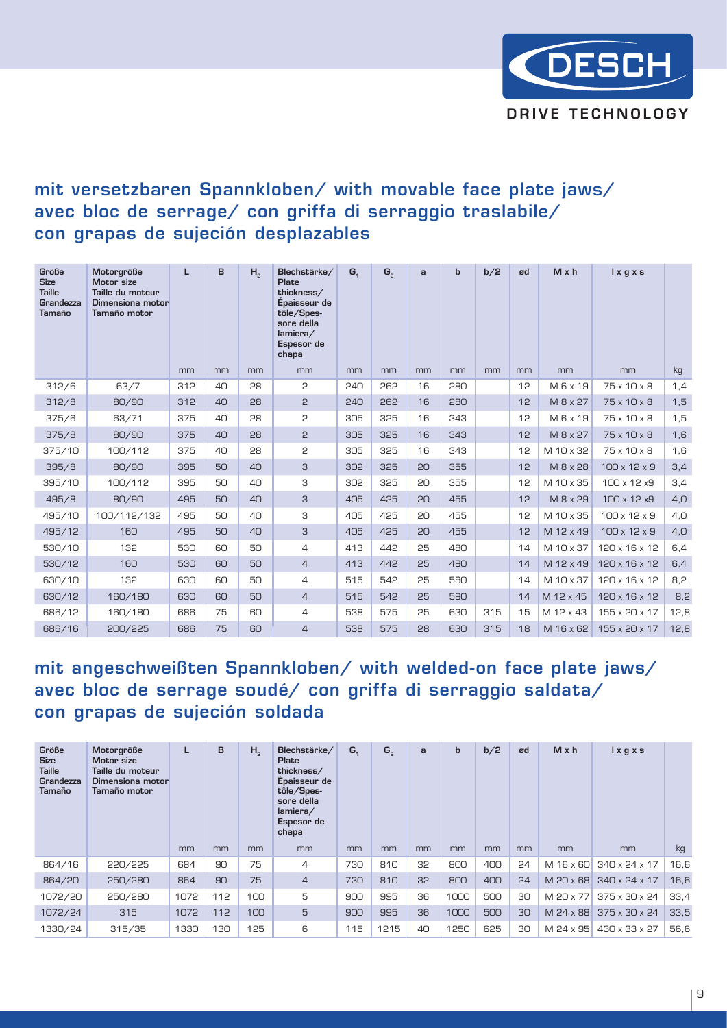## mit versetzbaren Spannkloben/ with movable face plate jaws/ avec bloc de serrage/ con griffa di serraggio traslabile/ con grapas de sujeción desplazables

| Größe Size Taille Grandezza Tamaño | Motorgröße Motor size Taille du moteur Dimensiona motor Tamaño motor | L | B | $H_2$ | Blechstärke/ Plate thickness/ Épaisseur de tôle/Spessore della lamiera/ Espesor de chapa | $G_1$ | $G_2$ | a | b | b/2 | ød | M x h | l x g x s | |
|---|---|---|---|---|---|---|---|---|---|---|---|---|---|---|
| | | mm | mm | mm | mm | mm | mm | mm | mm | mm | mm | mm | mm | kg |
| 312/6 | 63/7 | 312 | 40 | 28 | 2 | 240 | 262 | 16 | 280 | | 12 | M 6 x 19 | 75 x 10 x 8 | 1,4 |
| 312/8 | 80/90 | 312 | 40 | 28 | 2 | 240 | 262 | 16 | 280 | | 12 | M 8 x 27 | 75 x 10 x 8 | 1,5 |
| 375/6 | 63/71 | 375 | 40 | 28 | 2 | 305 | 325 | 16 | 343 | | 12 | M 6 x 19 | 75 x 10 x 8 | 1,5 |
| 375/8 | 80/90 | 375 | 40 | 28 | 2 | 305 | 325 | 16 | 343 | | 12 | M 8 x 27 | 75 x 10 x 8 | 1,6 |
| 375/10 | 100/112 | 375 | 40 | 28 | 2 | 305 | 325 | 16 | 343 | | 12 | M 10 x 32 | 75 x 10 x 8 | 1,6 |
| 395/8 | 80/90 | 395 | 50 | 40 | 3 | 302 | 325 | 20 | 355 | | 12 | M 8 x 28 | 100 x 12 x 9 | 3,4 |
| 395/10 | 100/112 | 395 | 50 | 40 | 3 | 302 | 325 | 20 | 355 | | 12 | M 10 x 35 | 100 x 12 x9 | 3,4 |
| 495/8 | 80/90 | 495 | 50 | 40 | 3 | 405 | 425 | 20 | 455 | | 12 | M 8 x 29 | 100 x 12 x9 | 4,0 |
| 495/10 | 100/112/132 | 495 | 50 | 40 | 3 | 405 | 425 | 20 | 455 | | 12 | M 10 x 35 | 100 x 12 x 9 | 4,0 |
| 495/12 | 160 | 495 | 50 | 40 | 3 | 405 | 425 | 20 | 455 | | 12 | M 12 x 49 | 100 x 12 x 9 | 4,0 |
| 530/10 | 132 | 530 | 60 | 50 | 4 | 413 | 442 | 25 | 480 | | 14 | M 10 x 37 | 120 x 16 x 12 | 6,4 |
| 530/12 | 160 | 530 | 60 | 50 | 4 | 413 | 442 | 25 | 480 | | 14 | M 12 x 49 | 120 x 16 x 12 | 6,4 |
| 630/10 | 132 | 630 | 60 | 50 | 4 | 515 | 542 | 25 | 580 | | 14 | M 10 x 37 | 120 x 16 x 12 | 8,2 |
| 630/12 | 160/180 | 630 | 60 | 50 | 4 | 515 | 542 | 25 | 580 | | 14 | M 12 x 45 | 120 x 16 x 12 | 8,2 |
| 686/12 | 160/180 | 686 | 75 | 60 | 4 | 538 | 575 | 25 | 630 | 315 | 15 | M 12 x 43 | 155 x 20 x 17 | 12,8 |
| 686/16 | 200/225 | 686 | 75 | 60 | 4 | 538 | 575 | 28 | 630 | 315 | 18 | M 16 x 62 | 155 x 20 x 17 | 12,8 |

## mit angeschweißten Spannkloben/ with welded-on face plate jaws/ avec bloc de serrage soudé/ con griffa di serraggio saldata/ con grapas de sujeción soldada

| Größe Size Taille Grandezza Tamaño | Motorgröße Motor size Taille du moteur Dimensiona motor Tamaño motor | L | B | $H_2$ | Blechstärke/ Plate thickness/ Épaisseur de tôle/Spessore della lamiera/ Espesor de chapa | $G_1$ | $G_2$ | a | b | b/2 | ød | M x h | l x g x s | |
|---|---|---|---|---|---|---|---|---|---|---|---|---|---|---|
| | | mm | mm | mm | mm | mm | mm | mm | mm | mm | mm | mm | mm | kg |
| 864/16 | 220/225 | 684 | 90 | 75 | 4 | 730 | 810 | 32 | 800 | 400 | 24 | M 16 x 60 | 340 x 24 x 17 | 16,6 |
| 864/20 | 250/280 | 864 | 90 | 75 | 4 | 730 | 810 | 32 | 800 | 400 | 24 | M 20 x 68 | 340 x 24 x 17 | 16,6 |
| 1072/20 | 250/280 | 1072 | 112 | 100 | 5 | 900 | 995 | 36 | 1000 | 500 | 30 | M 20 x 77 | 375 x 30 x 24 | 33,4 |
| 1072/24 | 315 | 1072 | 112 | 100 | 5 | 900 | 995 | 36 | 1000 | 500 | 30 | M 24 x 88 | 375 x 30 x 24 | 33,5 |
| 1330/24 | 315/35 | 1330 | 130 | 125 | 6 | 115 | 1215 | 40 | 1250 | 625 | 30 | M 24 x 95 | 430 x 33 x 27 | 56,6 |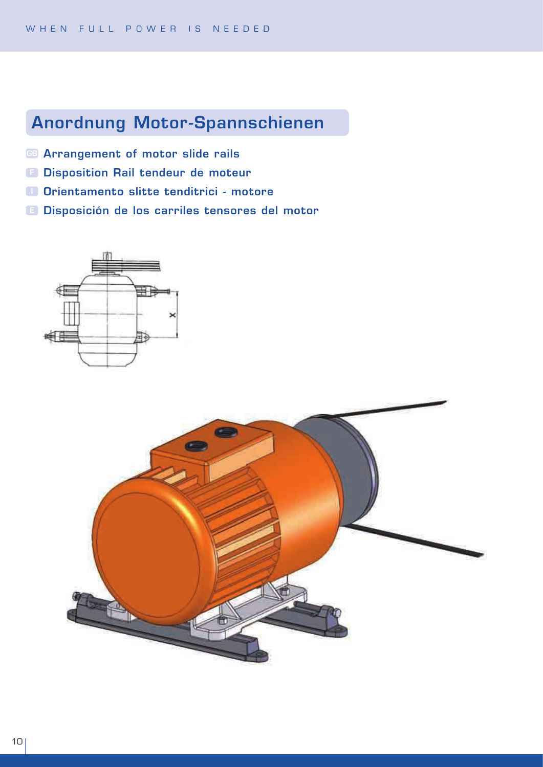## Anordnung Motor-Spannschienen

- **GB** **Arrangement of motor slide rails**
- **F** **Disposition Rail tendeur de moteur**
- **I** **Orientamento slitte tenditrici - motore**
- **E** **Disposición de los carriles tensores del motor**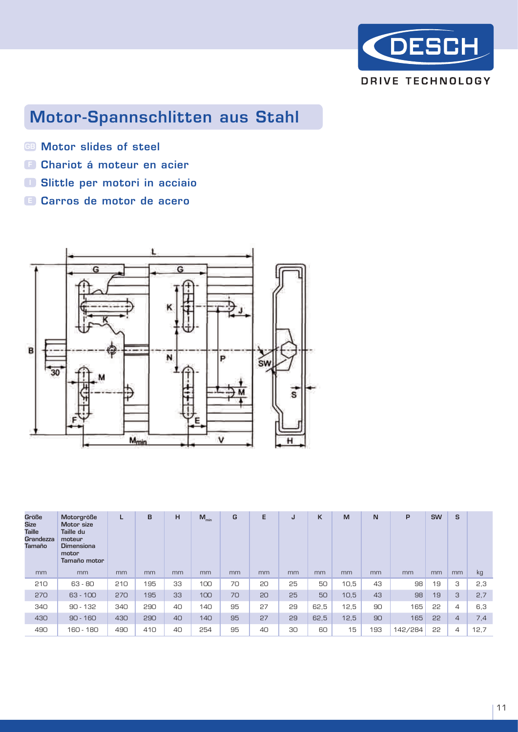DESCH

DRIVE TECHNOLOGY

# Motor-Spannschlitten aus Stahl

GB **Motor slides of steel**

F **Chariot á moteur en acier**

I **Slittle per motori in acciaio**

E **Carros de motor de acero**

L
G
G
K
J
K
B
N
P
SW
30
M
M
S
F
E
$M_{min}$
V
H

| Größe<br>Size<br>Taille<br>Grandezza<br>Tamaño | Motorgröße<br>Motor size<br>Taille du moteur<br>Dimensiona motor<br>Tamaño motor | L | B | H | $M_{min}$ | G | E | J | K | M | N | P | SW | S | |
|---|---|---|---|---|---|---|---|---|---|---|---|---|---|---|---|
| mm | mm | mm | mm | mm | mm | mm | mm | mm | mm | mm | mm | mm | mm | mm | kg |
| 210 | 63 - 80 | 210 | 195 | 33 | 100 | 70 | 20 | 25 | 50 | 10,5 | 43 | 98 | 19 | 3 | 2,3 |
| 270 | 63 - 100 | 270 | 195 | 33 | 100 | 70 | 20 | 25 | 50 | 10,5 | 43 | 98 | 19 | 3 | 2,7 |
| 340 | 90 - 132 | 340 | 290 | 40 | 140 | 95 | 27 | 29 | 62,5 | 12,5 | 90 | 165 | 22 | 4 | 6,3 |
| 430 | 90 - 160 | 430 | 290 | 40 | 140 | 95 | 27 | 29 | 62,5 | 12,5 | 90 | 165 | 22 | 4 | 7,4 |
| 490 | 160 - 180 | 490 | 410 | 40 | 254 | 95 | 40 | 30 | 60 | 15 | 193 | 142/284 | 22 | 4 | 12,7 |